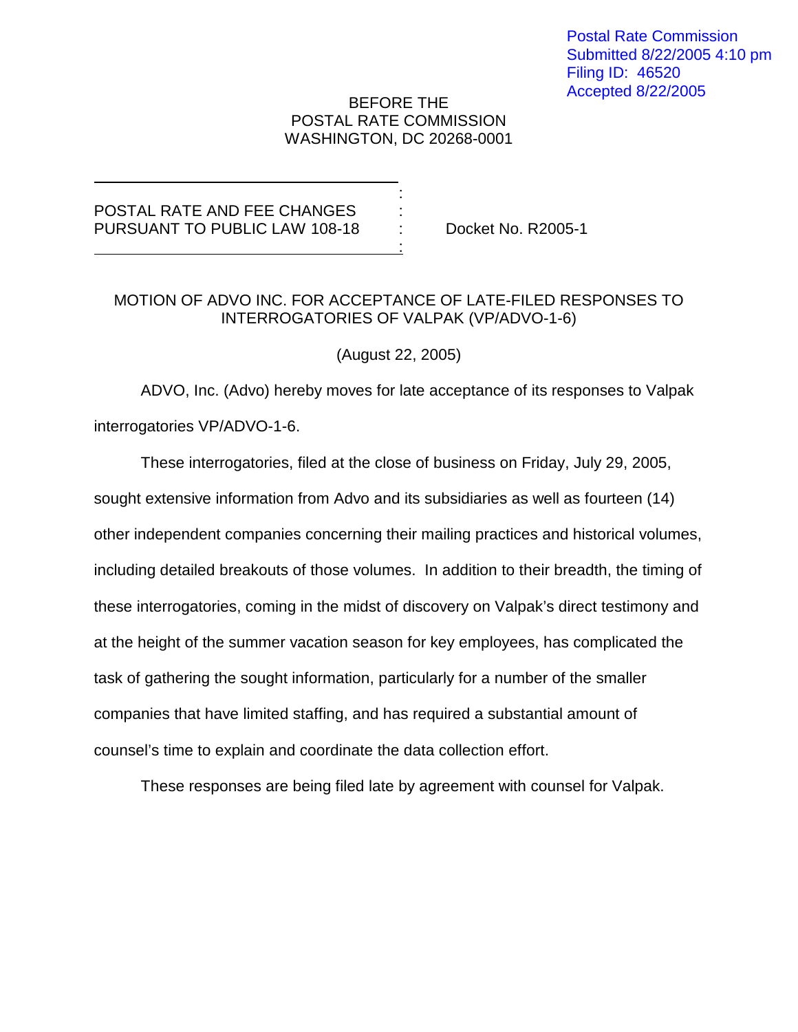Postal Rate Commission
Submitted 8/22/2005 4:10 pm
Filing ID: 46520
Accepted 8/22/2005

BEFORE THE
POSTAL RATE COMMISSION
WASHINGTON, DC 20268-0001

POSTAL RATE AND FEE CHANGES PURSUANT TO PUBLIC LAW 108-18 : Docket No. R2005-1

MOTION OF ADVO INC. FOR ACCEPTANCE OF LATE-FILED RESPONSES TO INTERROGATORIES OF VALPAK (VP/ADVO-1-6)

(August 22, 2005)

ADVO, Inc. (Advo) hereby moves for late acceptance of its responses to Valpak interrogatories VP/ADVO-1-6.

These interrogatories, filed at the close of business on Friday, July 29, 2005, sought extensive information from Advo and its subsidiaries as well as fourteen (14) other independent companies concerning their mailing practices and historical volumes, including detailed breakouts of those volumes. In addition to their breadth, the timing of these interrogatories, coming in the midst of discovery on Valpak's direct testimony and at the height of the summer vacation season for key employees, has complicated the task of gathering the sought information, particularly for a number of the smaller companies that have limited staffing, and has required a substantial amount of counsel's time to explain and coordinate the data collection effort.

These responses are being filed late by agreement with counsel for Valpak.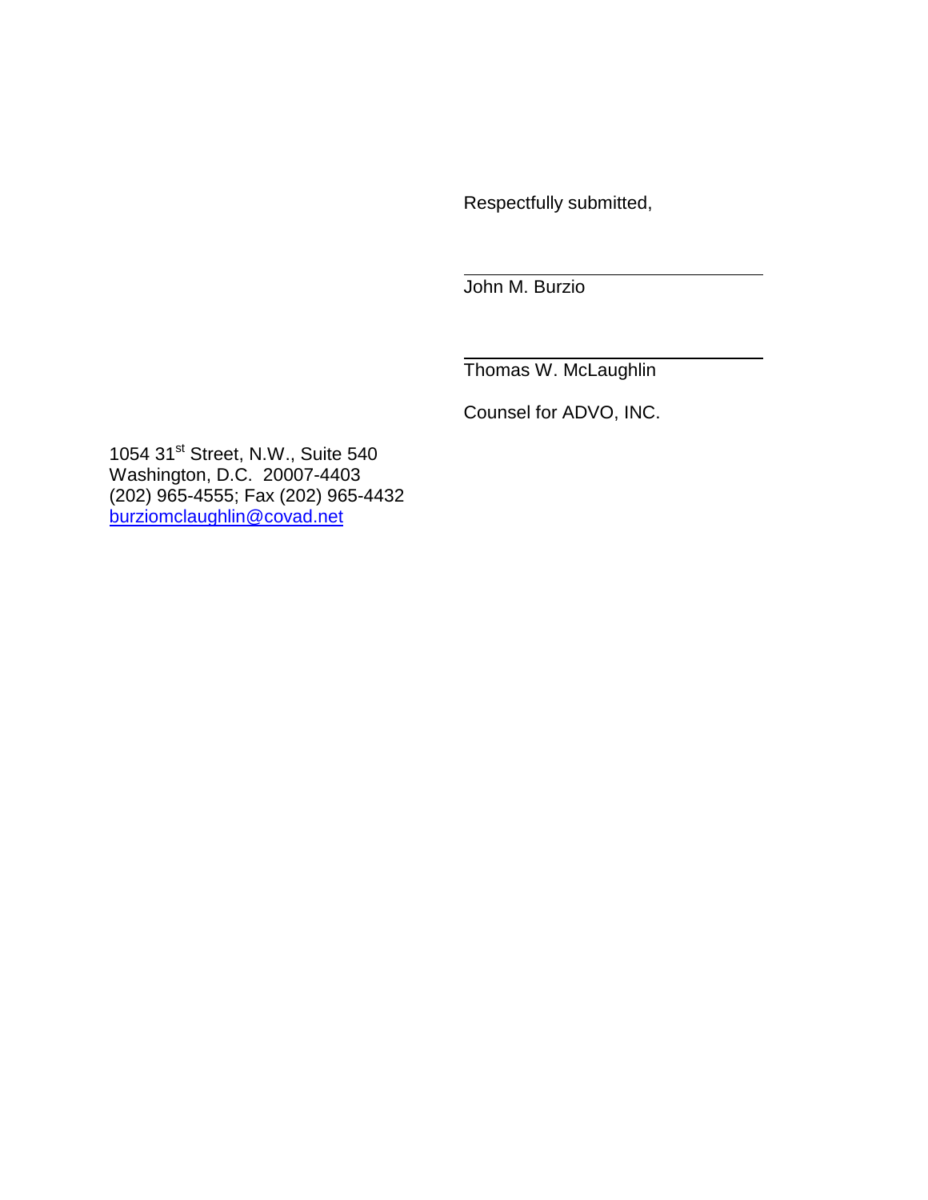Respectfully submitted,

\_\_\_\_\_\_\_\_\_\_\_\_\_\_\_\_\_\_\_\_\_\_\_\_\_\_\_\_\_\_\_\_

John M. Burzio

\_\_\_\_\_\_\_\_\_\_\_\_\_\_\_\_\_\_\_\_\_\_\_\_\_\_\_\_\_\_\_\_

Thomas W. McLaughlin

Counsel for ADVO, INC.

1054 31st Street, N.W., Suite 540
Washington, D.C. 20007-4403
(202) 965-4555; Fax (202) 965-4432
burziomclaughlin@covad.net